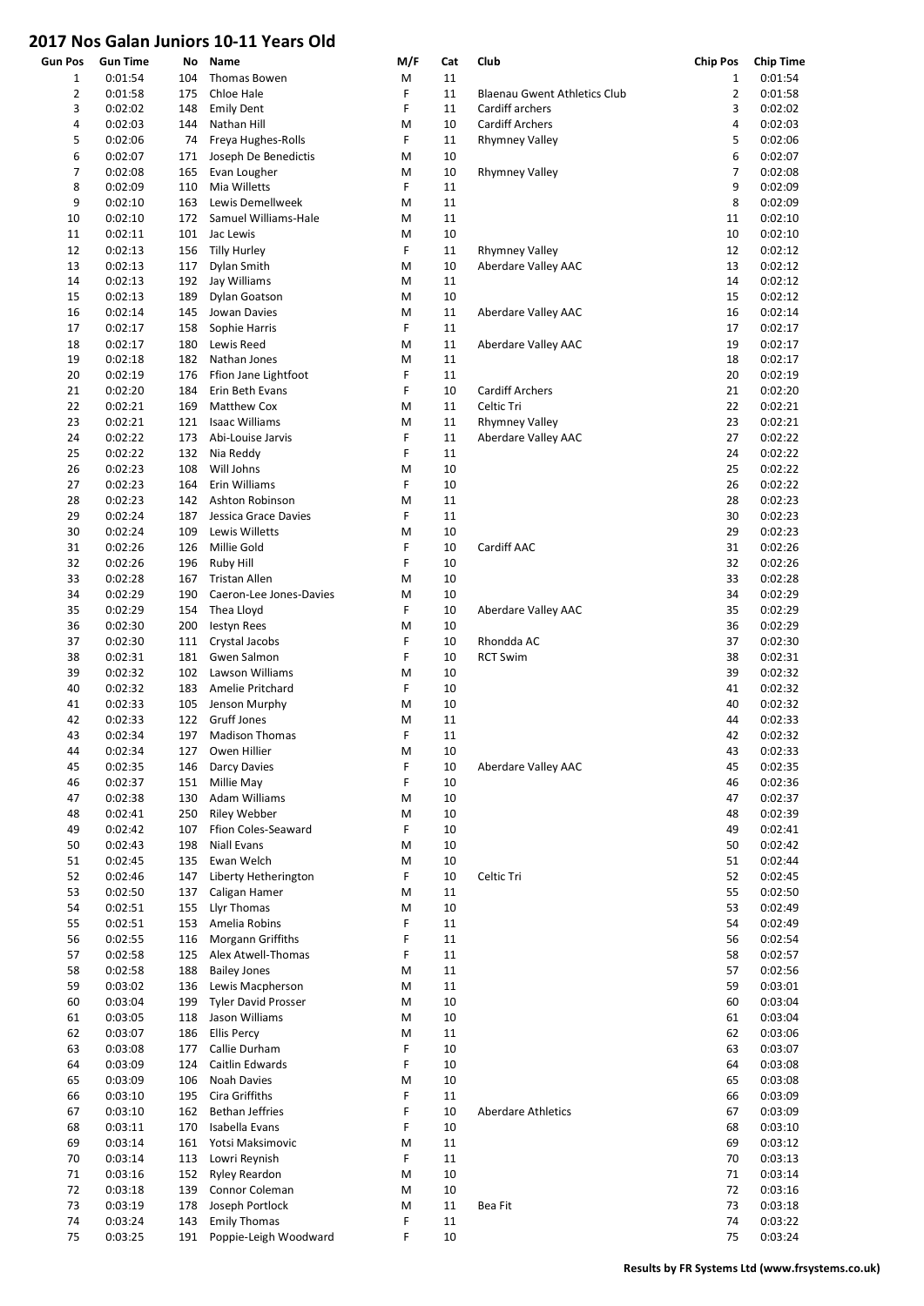# 2017 Nos Galan Juniors 10-11 Years Old

| Gun Pos | Gun Time | No | Name | M/F | Cat | Club | Chip Pos | Chip Time |
|---|---|---|---|---|---|---|---|---|
| 1 | 0:01:54 | 104 | Thomas Bowen | M | 11 | | 1 | 0:01:54 |
| 2 | 0:01:58 | 175 | Chloe Hale | F | 11 | Blaenau Gwent Athletics Club | 2 | 0:01:58 |
| 3 | 0:02:02 | 148 | Emily Dent | F | 11 | Cardiff archers | 3 | 0:02:02 |
| 4 | 0:02:03 | 144 | Nathan Hill | M | 10 | Cardiff Archers | 4 | 0:02:03 |
| 5 | 0:02:06 | 74 | Freya Hughes-Rolls | F | 11 | Rhymney Valley | 5 | 0:02:06 |
| 6 | 0:02:07 | 171 | Joseph De Benedictis | M | 10 | | 6 | 0:02:07 |
| 7 | 0:02:08 | 165 | Evan Lougher | M | 10 | Rhymney Valley | 7 | 0:02:08 |
| 8 | 0:02:09 | 110 | Mia Willetts | F | 11 | | 9 | 0:02:09 |
| 9 | 0:02:10 | 163 | Lewis Demellweek | M | 11 | | 8 | 0:02:09 |
| 10 | 0:02:10 | 172 | Samuel Williams-Hale | M | 11 | | 11 | 0:02:10 |
| 11 | 0:02:11 | 101 | Jac Lewis | M | 10 | | 10 | 0:02:10 |
| 12 | 0:02:13 | 156 | Tilly Hurley | F | 11 | Rhymney Valley | 12 | 0:02:12 |
| 13 | 0:02:13 | 117 | Dylan Smith | M | 10 | Aberdare Valley AAC | 13 | 0:02:12 |
| 14 | 0:02:13 | 192 | Jay Williams | M | 11 | | 14 | 0:02:12 |
| 15 | 0:02:13 | 189 | Dylan Goatson | M | 10 | | 15 | 0:02:12 |
| 16 | 0:02:14 | 145 | Jowan Davies | M | 11 | Aberdare Valley AAC | 16 | 0:02:14 |
| 17 | 0:02:17 | 158 | Sophie Harris | F | 11 | | 17 | 0:02:17 |
| 18 | 0:02:17 | 180 | Lewis Reed | M | 11 | Aberdare Valley AAC | 19 | 0:02:17 |
| 19 | 0:02:18 | 182 | Nathan Jones | M | 11 | | 18 | 0:02:17 |
| 20 | 0:02:19 | 176 | Ffion Jane Lightfoot | F | 11 | | 20 | 0:02:19 |
| 21 | 0:02:20 | 184 | Erin Beth Evans | F | 10 | Cardiff Archers | 21 | 0:02:20 |
| 22 | 0:02:21 | 169 | Matthew Cox | M | 11 | Celtic Tri | 22 | 0:02:21 |
| 23 | 0:02:21 | 121 | Isaac Williams | M | 11 | Rhymney Valley | 23 | 0:02:21 |
| 24 | 0:02:22 | 173 | Abi-Louise Jarvis | F | 11 | Aberdare Valley AAC | 27 | 0:02:22 |
| 25 | 0:02:22 | 132 | Nia Reddy | F | 11 | | 24 | 0:02:22 |
| 26 | 0:02:23 | 108 | Will Johns | M | 10 | | 25 | 0:02:22 |
| 27 | 0:02:23 | 164 | Erin Williams | F | 10 | | 26 | 0:02:22 |
| 28 | 0:02:23 | 142 | Ashton Robinson | M | 11 | | 28 | 0:02:23 |
| 29 | 0:02:24 | 187 | Jessica Grace Davies | F | 11 | | 30 | 0:02:23 |
| 30 | 0:02:24 | 109 | Lewis Willetts | M | 10 | | 29 | 0:02:23 |
| 31 | 0:02:26 | 126 | Millie Gold | F | 10 | Cardiff AAC | 31 | 0:02:26 |
| 32 | 0:02:26 | 196 | Ruby Hill | F | 10 | | 32 | 0:02:26 |
| 33 | 0:02:28 | 167 | Tristan Allen | M | 10 | | 33 | 0:02:28 |
| 34 | 0:02:29 | 190 | Caeron-Lee Jones-Davies | M | 10 | | 34 | 0:02:29 |
| 35 | 0:02:29 | 154 | Thea Lloyd | F | 10 | Aberdare Valley AAC | 35 | 0:02:29 |
| 36 | 0:02:30 | 200 | Iestyn Rees | M | 10 | | 36 | 0:02:29 |
| 37 | 0:02:30 | 111 | Crystal Jacobs | F | 10 | Rhondda AC | 37 | 0:02:30 |
| 38 | 0:02:31 | 181 | Gwen Salmon | F | 10 | RCT Swim | 38 | 0:02:31 |
| 39 | 0:02:32 | 102 | Lawson Williams | M | 10 | | 39 | 0:02:32 |
| 40 | 0:02:32 | 183 | Amelie Pritchard | F | 10 | | 41 | 0:02:32 |
| 41 | 0:02:33 | 105 | Jenson Murphy | M | 10 | | 40 | 0:02:32 |
| 42 | 0:02:33 | 122 | Gruff Jones | M | 11 | | 44 | 0:02:33 |
| 43 | 0:02:34 | 197 | Madison Thomas | F | 11 | | 42 | 0:02:32 |
| 44 | 0:02:34 | 127 | Owen Hillier | M | 10 | | 43 | 0:02:33 |
| 45 | 0:02:35 | 146 | Darcy Davies | F | 10 | Aberdare Valley AAC | 45 | 0:02:35 |
| 46 | 0:02:37 | 151 | Millie May | F | 10 | | 46 | 0:02:36 |
| 47 | 0:02:38 | 130 | Adam Williams | M | 10 | | 47 | 0:02:37 |
| 48 | 0:02:41 | 250 | Riley Webber | M | 10 | | 48 | 0:02:39 |
| 49 | 0:02:42 | 107 | Ffion Coles-Seaward | F | 10 | | 49 | 0:02:41 |
| 50 | 0:02:43 | 198 | Niall Evans | M | 10 | | 50 | 0:02:42 |
| 51 | 0:02:45 | 135 | Ewan Welch | M | 10 | | 51 | 0:02:44 |
| 52 | 0:02:46 | 147 | Liberty Hetherington | F | 10 | Celtic Tri | 52 | 0:02:45 |
| 53 | 0:02:50 | 137 | Caligan Hamer | M | 11 | | 55 | 0:02:50 |
| 54 | 0:02:51 | 155 | Llyr Thomas | M | 10 | | 53 | 0:02:49 |
| 55 | 0:02:51 | 153 | Amelia Robins | F | 11 | | 54 | 0:02:49 |
| 56 | 0:02:55 | 116 | Morgann Griffiths | F | 11 | | 56 | 0:02:54 |
| 57 | 0:02:58 | 125 | Alex Atwell-Thomas | F | 11 | | 58 | 0:02:57 |
| 58 | 0:02:58 | 188 | Bailey Jones | M | 11 | | 57 | 0:02:56 |
| 59 | 0:03:02 | 136 | Lewis Macpherson | M | 11 | | 59 | 0:03:01 |
| 60 | 0:03:04 | 199 | Tyler David Prosser | M | 10 | | 60 | 0:03:04 |
| 61 | 0:03:05 | 118 | Jason Williams | M | 10 | | 61 | 0:03:04 |
| 62 | 0:03:07 | 186 | Ellis Percy | M | 11 | | 62 | 0:03:06 |
| 63 | 0:03:08 | 177 | Callie Durham | F | 10 | | 63 | 0:03:07 |
| 64 | 0:03:09 | 124 | Caitlin Edwards | F | 10 | | 64 | 0:03:08 |
| 65 | 0:03:09 | 106 | Noah Davies | M | 10 | | 65 | 0:03:08 |
| 66 | 0:03:10 | 195 | Cira Griffiths | F | 11 | | 66 | 0:03:09 |
| 67 | 0:03:10 | 162 | Bethan Jeffries | F | 10 | Aberdare Athletics | 67 | 0:03:09 |
| 68 | 0:03:11 | 170 | Isabella Evans | F | 10 | | 68 | 0:03:10 |
| 69 | 0:03:14 | 161 | Yotsi Maksimovic | M | 11 | | 69 | 0:03:12 |
| 70 | 0:03:14 | 113 | Lowri Reynish | F | 11 | | 70 | 0:03:13 |
| 71 | 0:03:16 | 152 | Ryley Reardon | M | 10 | | 71 | 0:03:14 |
| 72 | 0:03:18 | 139 | Connor Coleman | M | 10 | | 72 | 0:03:16 |
| 73 | 0:03:19 | 178 | Joseph Portlock | M | 11 | Bea Fit | 73 | 0:03:18 |
| 74 | 0:03:24 | 143 | Emily Thomas | F | 11 | | 74 | 0:03:22 |
| 75 | 0:03:25 | 191 | Poppie-Leigh Woodward | F | 10 | | 75 | 0:03:24 |

**Results by FR Systems Ltd (www.frsystems.co.uk)**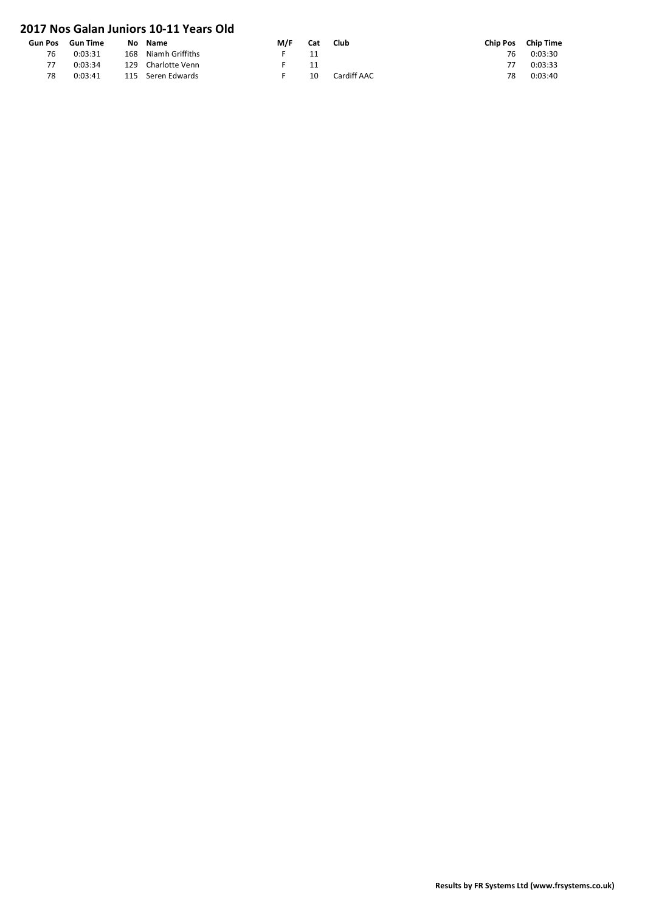## 2017 Nos Galan Juniors 10-11 Years Old

| Gun Pos | Gun Time | No | Name | M/F | Cat | Club | Chip Pos | Chip Time |
|---|---|---|---|---|---|---|---|---|
| 76 | 0:03:31 | 168 | Niamh Griffiths | F | 11 | | 76 | 0:03:30 |
| 77 | 0:03:34 | 129 | Charlotte Venn | F | 11 | | 77 | 0:03:33 |
| 78 | 0:03:41 | 115 | Seren Edwards | F | 10 | Cardiff AAC | 78 | 0:03:40 |

**Results by FR Systems Ltd (www.frsystems.co.uk)**